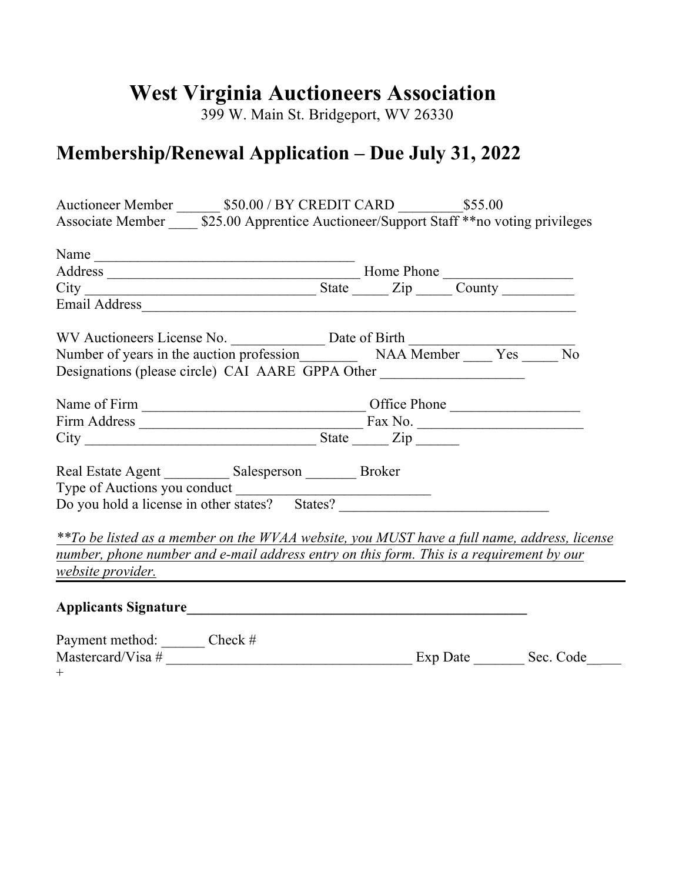# West Virginia Auctioneers Association

399 W. Main St. Bridgeport, WV 26330

## Membership/Renewal Application – Due July 31, 2022

Auctioneer Member ______ $50.00 / BY CREDIT CARD _________$55.00
Associate Member ____ $25.00 Apprentice Auctioneer/Support Staff **no voting privileges

Name ____________________________________
Address ___________________________________ Home Phone __________________
City ________________________________ State _____ Zip _____ County __________
Email Address_______________________________________________________________

WV Auctioneers License No. _____________ Date of Birth _______________________
Number of years in the auction profession________ NAA Member ____ Yes _____ No
Designations (please circle) CAI AARE GPPA Other ____________________

Name of Firm _______________________________ Office Phone __________________
Firm Address _______________________________ Fax No. _______________________
City ________________________________ State _____ Zip ______

Real Estate Agent _________ Salesperson _______ Broker
Type of Auctions you conduct ___________________________
Do you hold a license in other states? States? ______________________________

*<u>**To be listed as a member on the WVAA website, you MUST have a full name, address, license number, phone number and e-mail address entry on this form. This is a requirement by our website provider.</u>*

---

**Applicants Signature_________________________________________________**

Payment method: ______ Check #
Mastercard/Visa # __________________________________ Exp Date _______ Sec. Code_____
+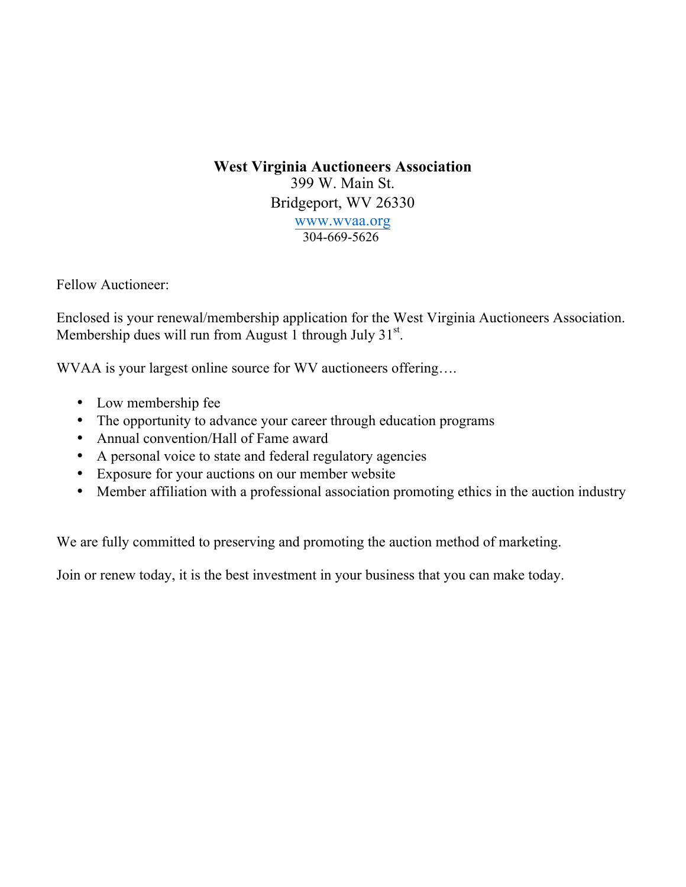**West Virginia Auctioneers Association**
399 W. Main St.
Bridgeport, WV 26330
www.wvaa.org
304-669-5626

Fellow Auctioneer:

Enclosed is your renewal/membership application for the West Virginia Auctioneers Association. Membership dues will run from August 1 through July 31st.

WVAA is your largest online source for WV auctioneers offering….

- Low membership fee
- The opportunity to advance your career through education programs
- Annual convention/Hall of Fame award
- A personal voice to state and federal regulatory agencies
- Exposure for your auctions on our member website
- Member affiliation with a professional association promoting ethics in the auction industry

We are fully committed to preserving and promoting the auction method of marketing.

Join or renew today, it is the best investment in your business that you can make today.